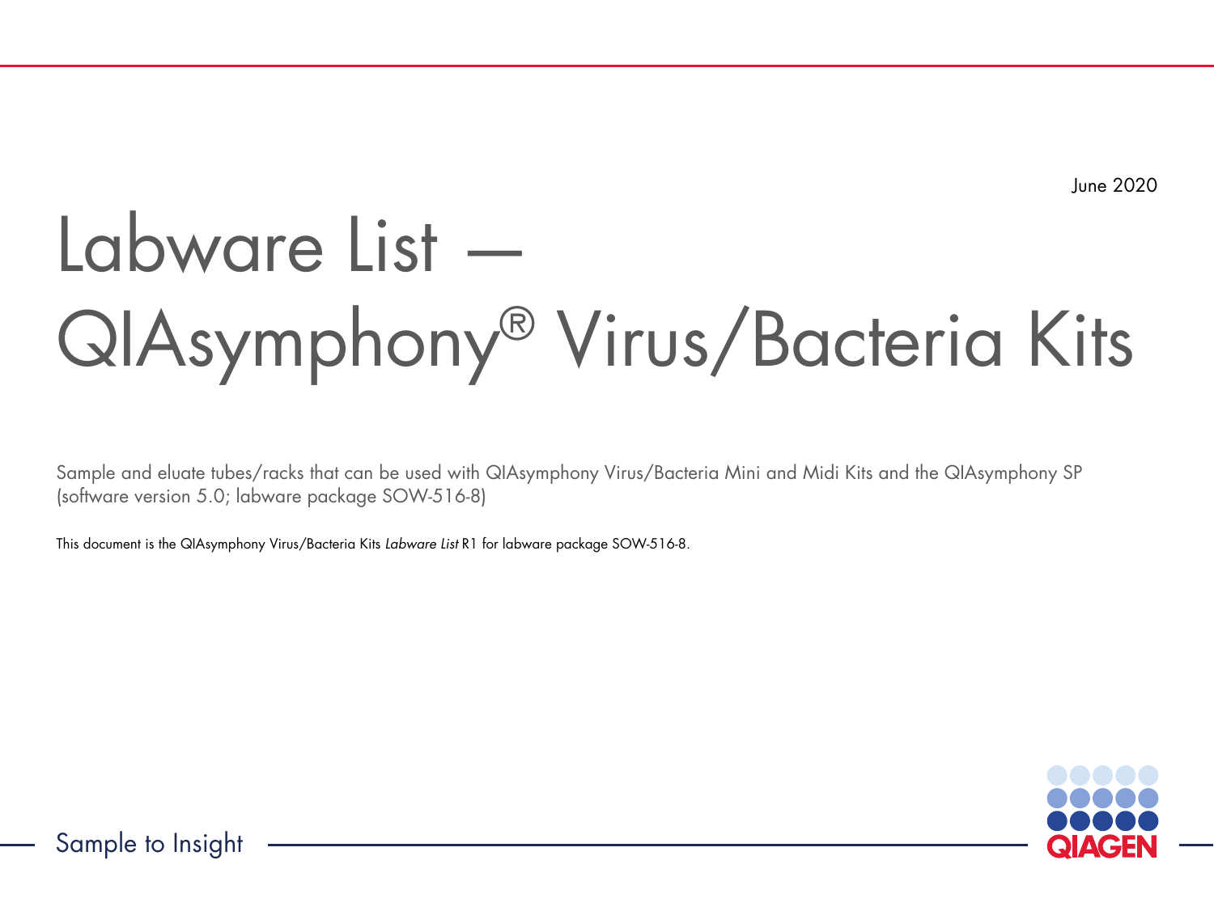June 2020

# Labware List — QIAsymphony® Virus/Bacteria Kits

Sample and eluate tubes/racks that can be used with QIAsymphony Virus/Bacteria Mini and Midi Kits and the QIAsymphony SP (software version 5.0; labware package SOW-516-8)

This document is the QIAsymphony Virus/Bacteria Kits *Labware List* R1 for labware package SOW-516-8.

Sample to Insight

QIAGEN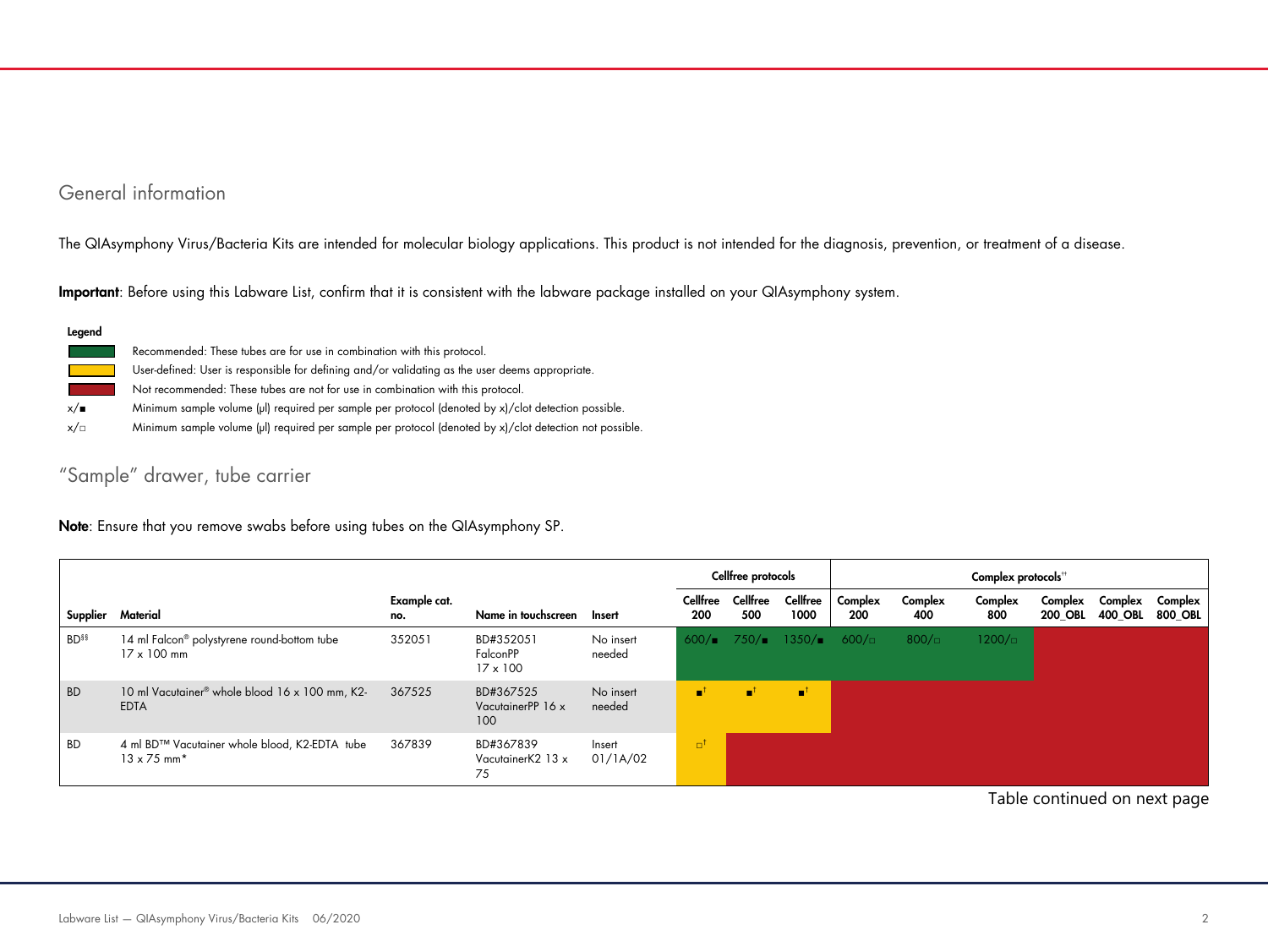## General information

The QIAsymphony Virus/Bacteria Kits are intended for molecular biology applications. This product is not intended for the diagnosis, prevention, or treatment of a disease.

**Important**: Before using this Labware List, confirm that it is consistent with the labware package installed on your QIAsymphony system.

**Legend**

| | |
|---|---|
| Green | Recommended: These tubes are for use in combination with this protocol. |
| Yellow | User-defined: User is responsible for defining and/or validating as the user deems appropriate. |
| Red | Not recommended: These tubes are not for use in combination with this protocol. |
| x/■ | Minimum sample volume (µl) required per sample per protocol (denoted by x)/clot detection possible. |
| x/□ | Minimum sample volume (µl) required per sample per protocol (denoted by x)/clot detection not possible. |

## "Sample" drawer, tube carrier

**Note**: Ensure that you remove swabs before using tubes on the QIAsymphony SP.

| | | | | | Cellfree protocols | | | Complex protocols†† | | | | | |
|---|---|---|---|---|---|---|---|---|---|---|---|---|---|
| **Supplier** | **Material** | **Example cat. no.** | **Name in touchscreen** | **Insert** | **Cellfree 200** | **Cellfree 500** | **Cellfree 1000** | **Complex 200** | **Complex 400** | **Complex 800** | **Complex 200_OBL** | **Complex 400_OBL** | **Complex 800_OBL** |
| BD§§ | 14 ml Falcon® polystyrene round-bottom tube 17 x 100 mm | 352051 | BD#352051 FalconPP 17 x 100 | No insert needed | 600/■ (Green) | 750/■ (Green) | 1350/■ (Green) | 600/□ (Green) | 800/□ (Green) | 1200/□ (Green) | (Red) | (Red) | (Red) |
| BD | 10 ml Vacutainer® whole blood 16 x 100 mm, K2-EDTA | 367525 | BD#367525 VacutainerPP 16 x 100 | No insert needed | ■† (Yellow) | ■† (Yellow) | ■† (Yellow) | (Red) | (Red) | (Red) | (Red) | (Red) | (Red) |
| BD | 4 ml BD™ Vacutainer whole blood, K2-EDTA tube 13 x 75 mm* | 367839 | BD#367839 VacutainerK2 13 x 75 | Insert 01/1A/02 | □† (Yellow) | (Red) | (Red) | (Red) | (Red) | (Red) | (Red) | (Red) | (Red) |

Table continued on next page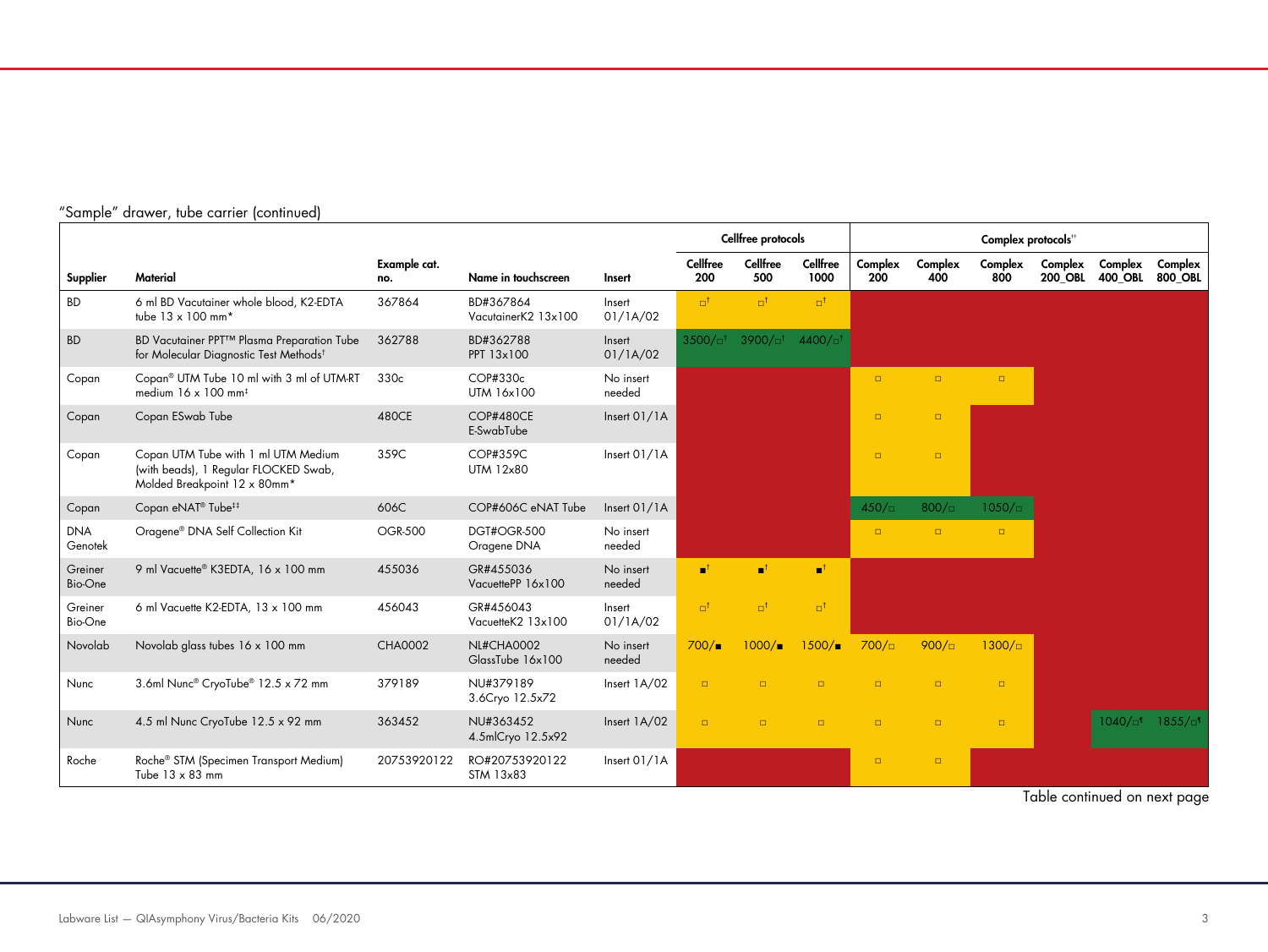"Sample" drawer, tube carrier (continued)

| Supplier | Material | Example cat. no. | Name in touchscreen | Insert | Cellfree protocols | | | Complex protocols†† | | | | | |
|---|---|---|---|---|---|---|---|---|---|---|---|---|---|
| | | | | | Cellfree 200 | Cellfree 500 | Cellfree 1000 | Complex 200 | Complex 400 | Complex 800 | Complex 200_OBL | Complex 400_OBL | Complex 800_OBL |
| BD | 6 ml BD Vacutainer whole blood, K2-EDTA tube 13 x 100 mm* | 367864 | BD#367864 VacutainerK2 13x100 | Insert 01/1A/02 | □† | □† | □† | | | | | | |
| BD | BD Vacutainer PPT™ Plasma Preparation Tube for Molecular Diagnostic Test Methods† | 362788 | BD#362788 PPT 13x100 | Insert 01/1A/02 | 3500/□† | 3900/□† | 4400/□† | | | | | | |
| Copan | Copan® UTM Tube 10 ml with 3 ml of UTM-RT medium 16 x 100 mm‡ | 330c | COP#330c UTM 16x100 | No insert needed | | | | □ | □ | □ | | | |
| Copan | Copan ESwab Tube | 480CE | COP#480CE E-SwabTube | Insert 01/1A | | | | □ | □ | | | | |
| Copan | Copan UTM Tube with 1 ml UTM Medium (with beads), 1 Regular FLOCKED Swab, Molded Breakpoint 12 x 80mm* | 359C | COP#359C UTM 12x80 | Insert 01/1A | | | | □ | □ | | | | |
| Copan | Copan eNAT® Tube†‡ | 606C | COP#606C eNAT Tube | Insert 01/1A | | | | 450/□ | 800/□ | 1050/□ | | | |
| DNA Genotek | Oragene® DNA Self Collection Kit | OGR-500 | DGT#OGR-500 Oragene DNA | No insert needed | | | | □ | □ | □ | | | |
| Greiner Bio-One | 9 ml Vacuette® K3EDTA, 16 x 100 mm | 455036 | GR#455036 VacuettePP 16x100 | No insert needed | ■† | ■† | ■† | | | | | | |
| Greiner Bio-One | 6 ml Vacuette K2-EDTA, 13 x 100 mm | 456043 | GR#456043 VacuetteK2 13x100 | Insert 01/1A/02 | □† | □† | □† | | | | | | |
| Novolab | Novolab glass tubes 16 x 100 mm | CHA0002 | NL#CHA0002 GlassTube 16x100 | No insert needed | 700/■ | 1000/■ | 1500/■ | 700/□ | 900/□ | 1300/□ | | | |
| Nunc | 3.6ml Nunc® CryoTube® 12.5 x 72 mm | 379189 | NU#379189 3.6Cryo 12.5x72 | Insert 1A/02 | □ | □ | □ | □ | □ | □ | | | |
| Nunc | 4.5 ml Nunc CryoTube 12.5 x 92 mm | 363452 | NU#363452 4.5mlCryo 12.5x92 | Insert 1A/02 | □ | □ | □ | □ | □ | □ | | 1040/□¶ | 1855/□¶ |
| Roche | Roche® STM (Specimen Transport Medium) Tube 13 x 83 mm | 20753920122 | RO#20753920122 STM 13x83 | Insert 01/1A | | | | □ | □ | | | | |

Table continued on next page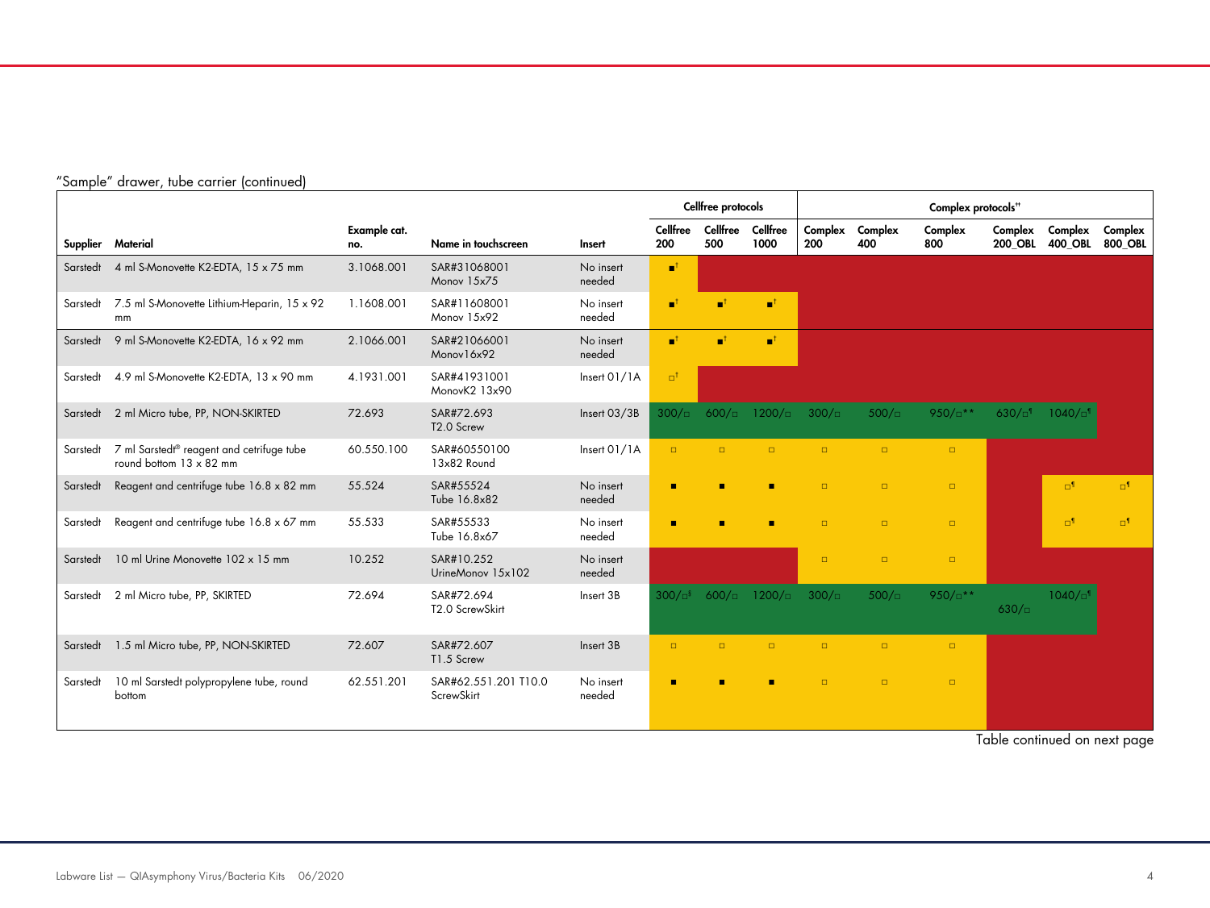"Sample" drawer, tube carrier (continued)

| Supplier | Material | Example cat. no. | Name in touchscreen | Insert | Cellfree protocols | | | Complex protocols†† | | | | | |
|---|---|---|---|---|---|---|---|---|---|---|---|---|---|
| | | | | | Cellfree 200 | Cellfree 500 | Cellfree 1000 | Complex 200 | Complex 400 | Complex 800 | Complex 200_OBL | Complex 400_OBL | Complex 800_OBL |
| Sarstedt | 4 ml S-Monovette K2-EDTA, 15 x 75 mm | 3.1068.001 | SAR#31068001 Monov 15x75 | No insert needed | ■† | | | | | | | | |
| Sarstedt | 7.5 ml S-Monovette Lithium-Heparin, 15 x 92 mm | 1.1608.001 | SAR#11608001 Monov 15x92 | No insert needed | ■† | ■† | ■† | | | | | | |
| Sarstedt | 9 ml S-Monovette K2-EDTA, 16 x 92 mm | 2.1066.001 | SAR#21066001 Monov16x92 | No insert needed | ■† | ■† | ■† | | | | | | |
| Sarstedt | 4.9 ml S-Monovette K2-EDTA, 13 x 90 mm | 4.1931.001 | SAR#41931001 MonovK2 13x90 | Insert 01/1A | □† | | | | | | | | |
| Sarstedt | 2 ml Micro tube, PP, NON-SKIRTED | 72.693 | SAR#72.693 T2.0 Screw | Insert 03/3B | 300/□ | 600/□ | 1200/□ | 300/□ | 500/□ | 950/□** | 630/□¶ | 1040/□¶ | |
| Sarstedt | 7 ml Sarstedt® reagent and cetrifuge tube round bottom 13 x 82 mm | 60.550.100 | SAR#60550100 13x82 Round | Insert 01/1A | □ | □ | □ | □ | □ | □ | | | |
| Sarstedt | Reagent and centrifuge tube 16.8 x 82 mm | 55.524 | SAR#55524 Tube 16.8x82 | No insert needed | ■ | ■ | ■ | □ | □ | □ | | □¶ | □¶ |
| Sarstedt | Reagent and centrifuge tube 16.8 x 67 mm | 55.533 | SAR#55533 Tube 16.8x67 | No insert needed | ■ | ■ | ■ | □ | □ | □ | | □¶ | □¶ |
| Sarstedt | 10 ml Urine Monovette 102 x 15 mm | 10.252 | SAR#10.252 UrineMonov 15x102 | No insert needed | | | | □ | □ | □ | | | |
| Sarstedt | 2 ml Micro tube, PP, SKIRTED | 72.694 | SAR#72.694 T2.0 ScrewSkirt | Insert 3B | 300/□§ | 600/□ | 1200/□ | 300/□ | 500/□ | 950/□** | 630/□ | 1040/□¶ | |
| Sarstedt | 1.5 ml Micro tube, PP, NON-SKIRTED | 72.607 | SAR#72.607 T1.5 Screw | Insert 3B | □ | □ | □ | □ | □ | □ | | | |
| Sarstedt | 10 ml Sarstedt polypropylene tube, round bottom | 62.551.201 | SAR#62.551.201 T10.0 ScrewSkirt | No insert needed | ■ | ■ | ■ | □ | □ | □ | | | |

Table continued on next page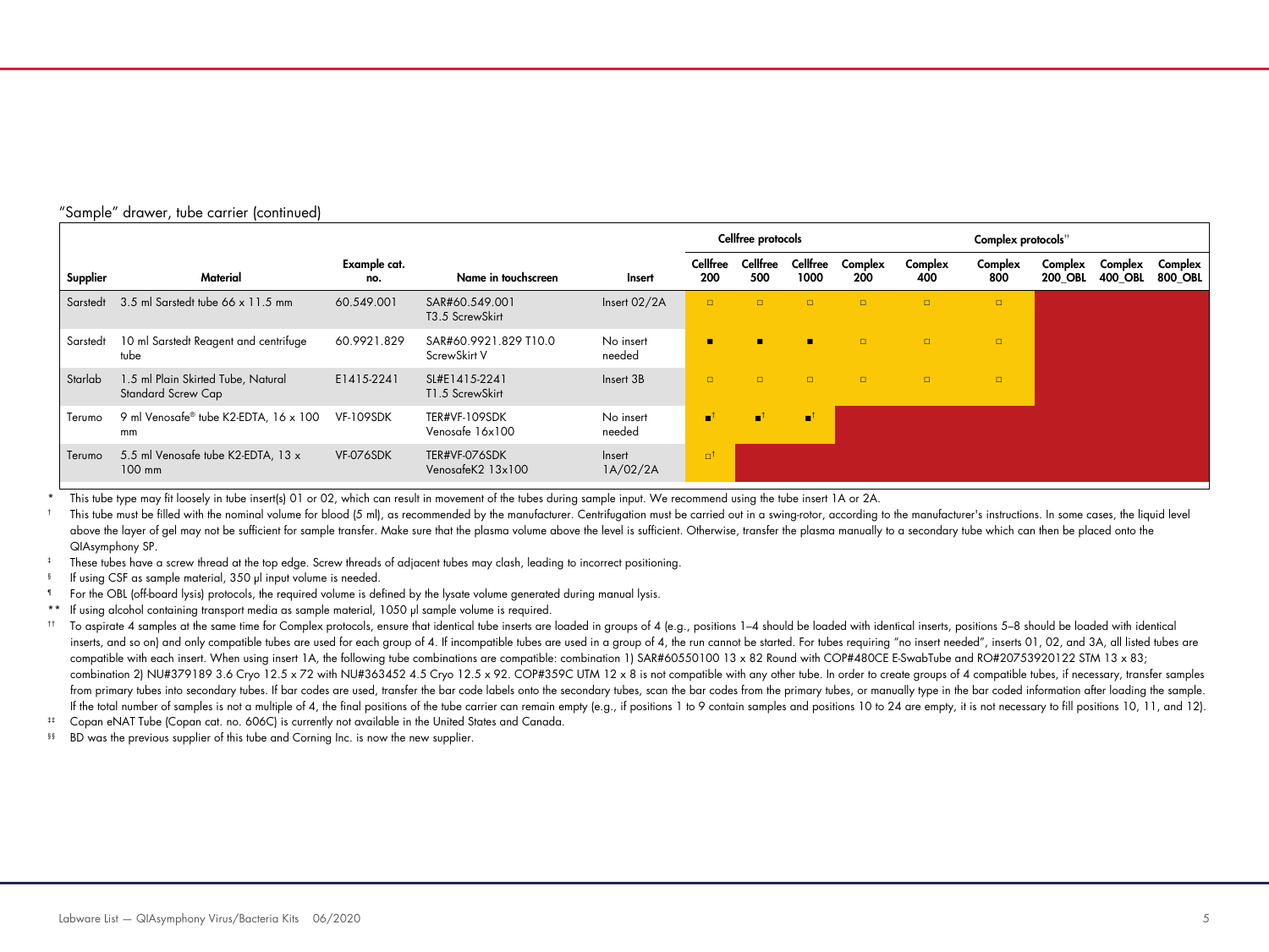"Sample" drawer, tube carrier (continued)

| Supplier | Material | Example cat. no. | Name in touchscreen | Insert | Cellfree protocols | | | Complex protocols[††] | | | | | |
|---|---|---|---|---|---|---|---|---|---|---|---|---|---|
| | | | | | Cellfree 200 | Cellfree 500 | Cellfree 1000 | Complex 200 | Complex 400 | Complex 800 | Complex 200_OBL | Complex 400_OBL | Complex 800_OBL |
| Sarstedt | 3.5 ml Sarstedt tube 66 x 11.5 mm | 60.549.001 | SAR#60.549.001 T3.5 ScrewSkirt | Insert 02/2A | □ | □ | □ | □ | □ | □ | | | |
| Sarstedt | 10 ml Sarstedt Reagent and centrifuge tube | 60.9921.829 | SAR#60.9921.829 T10.0 ScrewSkirt V | No insert needed | ■ | ■ | ■ | □ | □ | □ | | | |
| Starlab | 1.5 ml Plain Skirted Tube, Natural Standard Screw Cap | E1415-2241 | SL#E1415-2241 T1.5 ScrewSkirt | Insert 3B | □ | □ | □ | □ | □ | □ | | | |
| Terumo | 9 ml Venosafe® tube K2-EDTA, 16 x 100 mm | VF-109SDK | TER#VF-109SDK Venosafe 16x100 | No insert needed | ■[†] | ■[†] | ■[†] | | | | | | |
| Terumo | 5.5 ml Venosafe tube K2-EDTA, 13 x 100 mm | VF-076SDK | TER#VF-076SDK VenosafeK2 13x100 | Insert 1A/02/2A | □[†] | | | | | | | | |

\* This tube type may fit loosely in tube insert(s) 01 or 02, which can result in movement of the tubes during sample input. We recommend using the tube insert 1A or 2A.

† This tube must be filled with the nominal volume for blood (5 ml), as recommended by the manufacturer. Centrifugation must be carried out in a swing-rotor, according to the manufacturer's instructions. In some cases, the liquid level above the layer of gel may not be sufficient for sample transfer. Make sure that the plasma volume above the level is sufficient. Otherwise, transfer the plasma manually to a secondary tube which can then be placed onto the QIAsymphony SP.

‡ These tubes have a screw thread at the top edge. Screw threads of adjacent tubes may clash, leading to incorrect positioning.

§ If using CSF as sample material, 350 µl input volume is needed.

¶ For the OBL (off-board lysis) protocols, the required volume is defined by the lysate volume generated during manual lysis.

\*\* If using alcohol containing transport media as sample material, 1050 µl sample volume is required.

†† To aspirate 4 samples at the same time for Complex protocols, ensure that identical tube inserts are loaded in groups of 4 (e.g., positions 1–4 should be loaded with identical inserts, positions 5–8 should be loaded with identical inserts, and so on) and only compatible tubes are used for each group of 4. If incompatible tubes are used in a group of 4, the run cannot be started. For tubes requiring "no insert needed", inserts 01, 02, and 3A, all listed tubes are compatible with each insert. When using insert 1A, the following tube combinations are compatible: combination 1) SAR#60550100 13 x 82 Round with COP#480CE E-SwabTube and RO#20753920122 STM 13 x 83; combination 2) NU#379189 3.6 Cryo 12.5 x 72 with NU#363452 4.5 Cryo 12.5 x 92. COP#359C UTM 12 x 8 is not compatible with any other tube. In order to create groups of 4 compatible tubes, if necessary, transfer samples from primary tubes into secondary tubes. If bar codes are used, transfer the bar code labels onto the secondary tubes, scan the bar codes from the primary tubes, or manually type in the bar coded information after loading the sample. If the total number of samples is not a multiple of 4, the final positions of the tube carrier can remain empty (e.g., if positions 1 to 9 contain samples and positions 10 to 24 are empty, it is not necessary to fill positions 10, 11, and 12).

‡‡ Copan eNAT Tube (Copan cat. no. 606C) is currently not available in the United States and Canada.

§§ BD was the previous supplier of this tube and Corning Inc. is now the new supplier.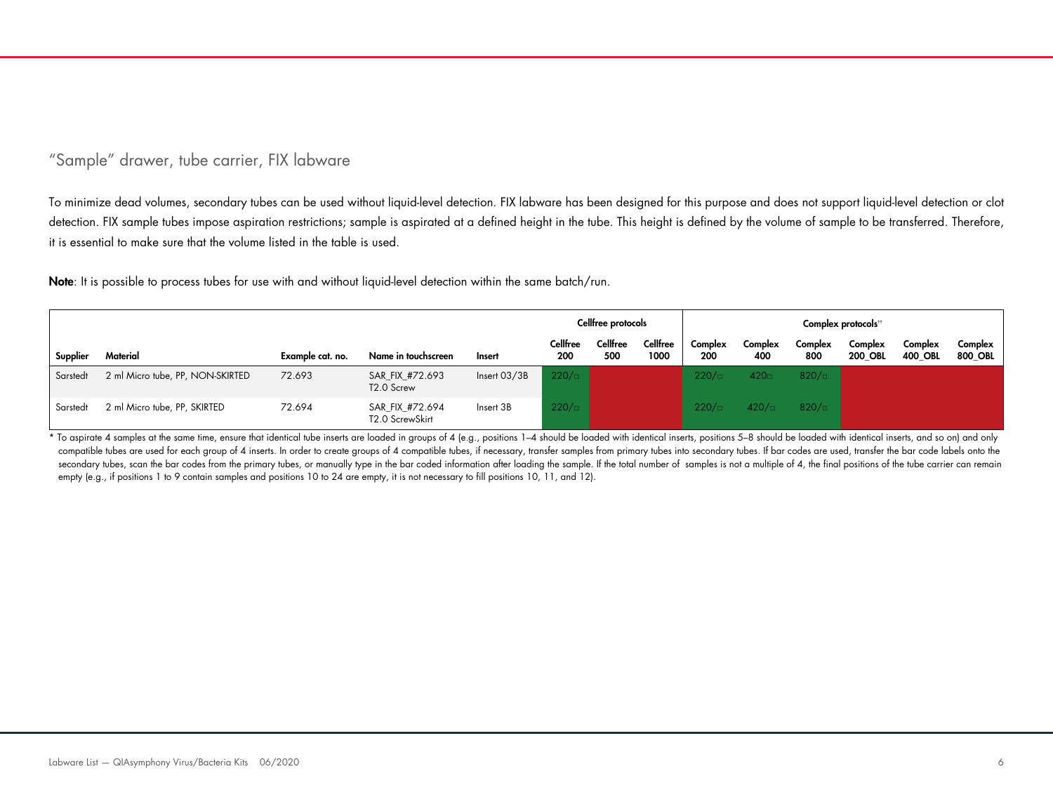## "Sample" drawer, tube carrier, FIX labware

To minimize dead volumes, secondary tubes can be used without liquid-level detection. FIX labware has been designed for this purpose and does not support liquid-level detection or clot detection. FIX sample tubes impose aspiration restrictions; sample is aspirated at a defined height in the tube. This height is defined by the volume of sample to be transferred. Therefore, it is essential to make sure that the volume listed in the table is used.

**Note**: It is possible to process tubes for use with and without liquid-level detection within the same batch/run.

| | | | | | Cellfree protocols | | | Complex protocols*† | | | | | |
|---|---|---|---|---|---|---|---|---|---|---|---|---|---|
| **Supplier** | **Material** | **Example cat. no.** | **Name in touchscreen** | **Insert** | **Cellfree 200** | **Cellfree 500** | **Cellfree 1000** | **Complex 200** | **Complex 400** | **Complex 800** | **Complex 200_OBL** | **Complex 400_OBL** | **Complex 800_OBL** |
| Sarstedt | 2 ml Micro tube, PP, NON-SKIRTED | 72.693 | SAR_FIX_#72.693 T2.0 Screw | Insert 03/3B | 220/□ | | | 220/□ | 420□ | 820/□ | | | |
| Sarstedt | 2 ml Micro tube, PP, SKIRTED | 72.694 | SAR_FIX_#72.694 T2.0 ScrewSkirt | Insert 3B | 220/□ | | | 220/□ | 420/□ | 820/□ | | | |

\* To aspirate 4 samples at the same time, ensure that identical tube inserts are loaded in groups of 4 (e.g., positions 1–4 should be loaded with identical inserts, positions 5–8 should be loaded with identical inserts, and so on) and only compatible tubes are used for each group of 4 inserts. In order to create groups of 4 compatible tubes, if necessary, transfer samples from primary tubes into secondary tubes. If bar codes are used, transfer the bar code labels onto the secondary tubes, scan the bar codes from the primary tubes, or manually type in the bar coded information after loading the sample. If the total number of samples is not a multiple of 4, the final positions of the tube carrier can remain empty (e.g., if positions 1 to 9 contain samples and positions 10 to 24 are empty, it is not necessary to fill positions 10, 11, and 12).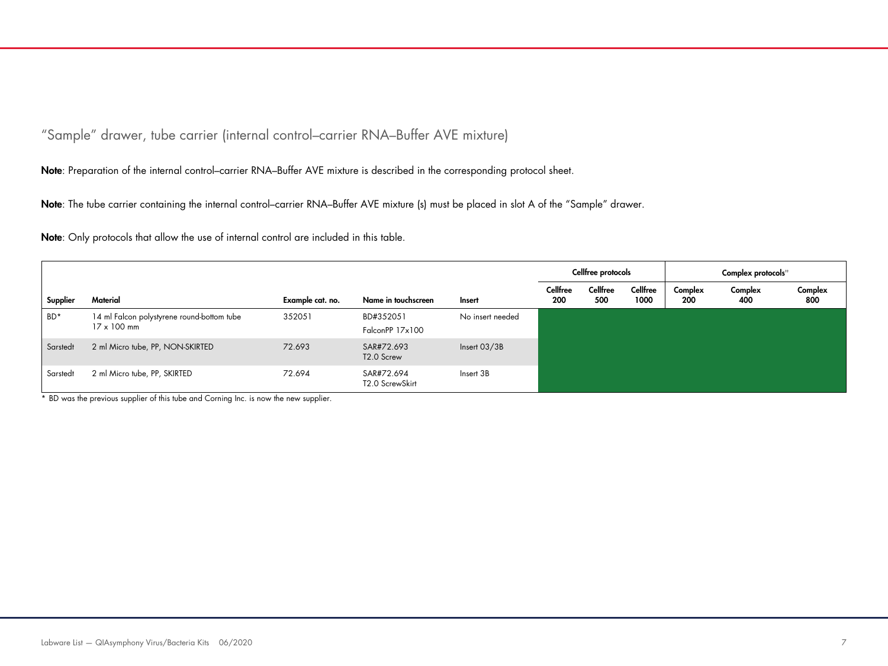## "Sample" drawer, tube carrier (internal control–carrier RNA–Buffer AVE mixture)

**Note**: Preparation of the internal control–carrier RNA–Buffer AVE mixture is described in the corresponding protocol sheet.

**Note**: The tube carrier containing the internal control–carrier RNA–Buffer AVE mixture (s) must be placed in slot A of the "Sample" drawer.

**Note**: Only protocols that allow the use of internal control are included in this table.

| | | | | | Cellfree protocols | | | Complex protocols[†] | | |
|---|---|---|---|---|---|---|---|---|---|---|
| **Supplier** | **Material** | **Example cat. no.** | **Name in touchscreen** | **Insert** | **Cellfree 200** | **Cellfree 500** | **Cellfree 1000** | **Complex 200** | **Complex 400** | **Complex 800** |
| BD* | 14 ml Falcon polystyrene round-bottom tube 17 x 100 mm | 352051 | BD#352051 FalconPP 17x100 | No insert needed | | | | | | |
| Sarstedt | 2 ml Micro tube, PP, NON-SKIRTED | 72.693 | SAR#72.693 T2.0 Screw | Insert 03/3B | | | | | | |
| Sarstedt | 2 ml Micro tube, PP, SKIRTED | 72.694 | SAR#72.694 T2.0 ScrewSkirt | Insert 3B | | | | | | |

\* BD was the previous supplier of this tube and Corning Inc. is now the new supplier.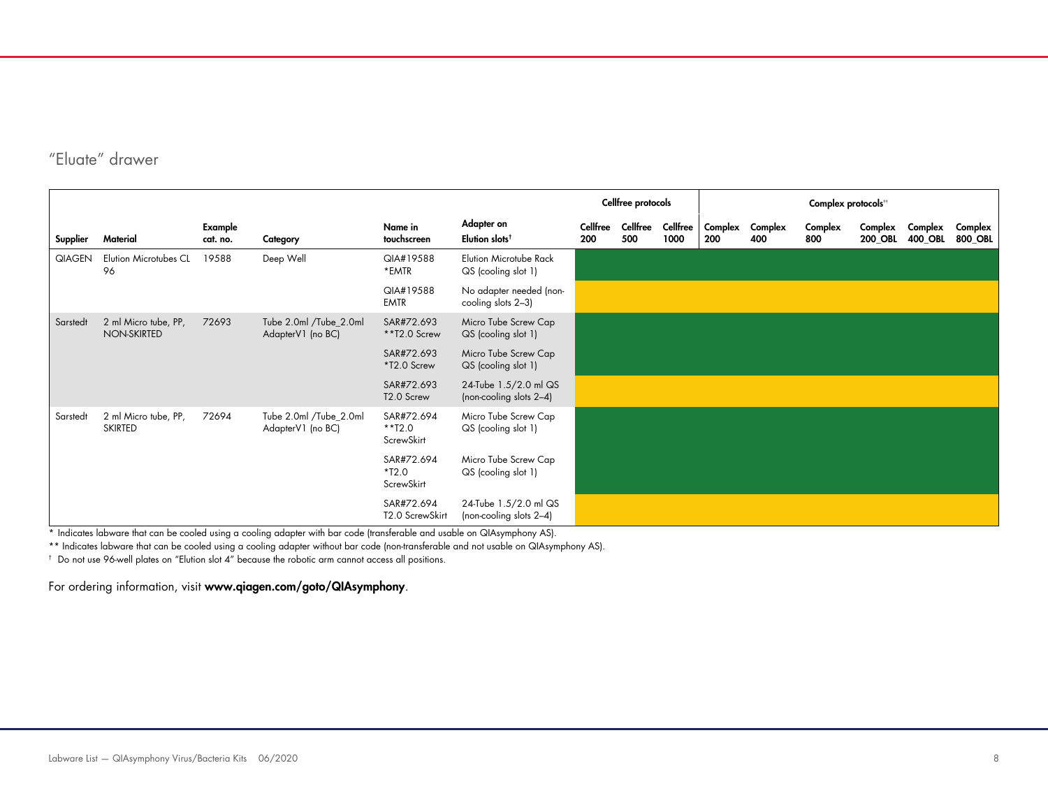## "Eluate" drawer

| Supplier | Material | Example cat. no. | Category | Name in touchscreen | Adapter on Elution slots† | Cellfree protocols | | | Complex protocols†† | | | | | |
|---|---|---|---|---|---|---|---|---|---|---|---|---|---|---|
| | | | | | | Cellfree 200 | Cellfree 500 | Cellfree 1000 | Complex 200 | Complex 400 | Complex 800 | Complex 200_OBL | Complex 400_OBL | Complex 800_OBL |
| QIAGEN | Elution Microtubes CL 96 | 19588 | Deep Well | QIA#19588 *EMTR | Elution Microtube Rack QS (cooling slot 1) | | | | | | | | | |
| | | | | QIA#19588 EMTR | No adapter needed (non-cooling slots 2–3) | | | | | | | | | |
| Sarstedt | 2 ml Micro tube, PP, NON-SKIRTED | 72693 | Tube 2.0ml /Tube_2.0ml AdapterV1 (no BC) | SAR#72.693 **T2.0 Screw | Micro Tube Screw Cap QS (cooling slot 1) | | | | | | | | | |
| | | | | SAR#72.693 *T2.0 Screw | Micro Tube Screw Cap QS (cooling slot 1) | | | | | | | | | |
| | | | | SAR#72.693 T2.0 Screw | 24-Tube 1.5/2.0 ml QS (non-cooling slots 2–4) | | | | | | | | | |
| Sarstedt | 2 ml Micro tube, PP, SKIRTED | 72694 | Tube 2.0ml /Tube_2.0ml AdapterV1 (no BC) | SAR#72.694 **T2.0 ScrewSkirt | Micro Tube Screw Cap QS (cooling slot 1) | | | | | | | | | |
| | | | | SAR#72.694 *T2.0 ScrewSkirt | Micro Tube Screw Cap QS (cooling slot 1) | | | | | | | | | |
| | | | | SAR#72.694 T2.0 ScrewSkirt | 24-Tube 1.5/2.0 ml QS (non-cooling slots 2–4) | | | | | | | | | |

* Indicates labware that can be cooled using a cooling adapter with bar code (transferable and usable on QIAsymphony AS).

** Indicates labware that can be cooled using a cooling adapter without bar code (non-transferable and not usable on QIAsymphony AS).

† Do not use 96-well plates on "Elution slot 4" because the robotic arm cannot access all positions.

For ordering information, visit **www.qiagen.com/goto/QIAsymphony**.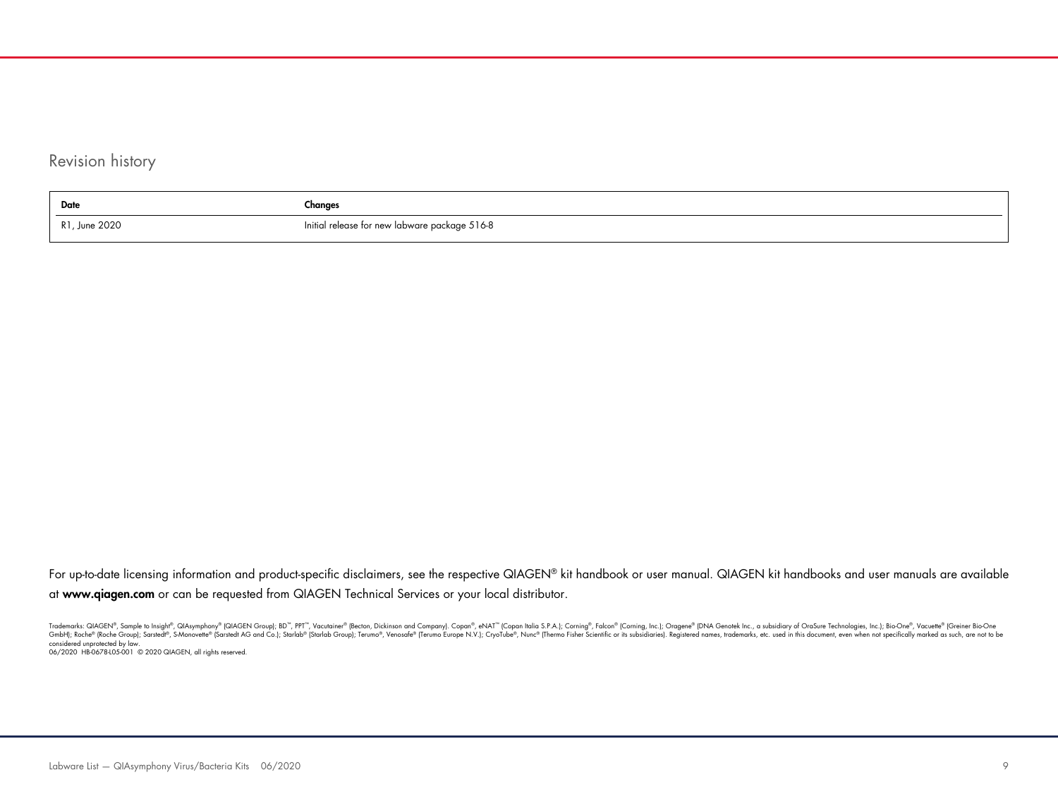## Revision history

| Date | Changes |
|---|---|
| R1, June 2020 | Initial release for new labware package 516-8 |

For up-to-date licensing information and product-specific disclaimers, see the respective QIAGEN® kit handbook or user manual. QIAGEN kit handbooks and user manuals are available at **www.qiagen.com** or can be requested from QIAGEN Technical Services or your local distributor.

Trademarks: QIAGEN®, Sample to Insight®, QIAsymphony® (QIAGEN Group); BD™, PPT™, Vacutainer® (Becton, Dickinson and Company). Copan®, eNAT™ (Copan Italia S.P.A.); Corning®, Falcon® (Corning, Inc.); Oragene® (DNA Genotek Inc., a subsidiary of OraSure Technologies, Inc.); Bio-One®, Vacuette® (Greiner Bio-One GmbH); Roche® (Roche Group); Sarstedt®, S-Monovette® (Sarstedt AG and Co.); Starlab® (Starlab Group); Terumo®, Venosafe® (Terumo Europe N.V.); CryoTube®, Nunc® (Thermo Fisher Scientific or its subsidiaries). Registered names, trademarks, etc. used in this document, even when not specifically marked as such, are not to be considered unprotected by law.
06/2020 HB-0678-L05-001 © 2020 QIAGEN, all rights reserved.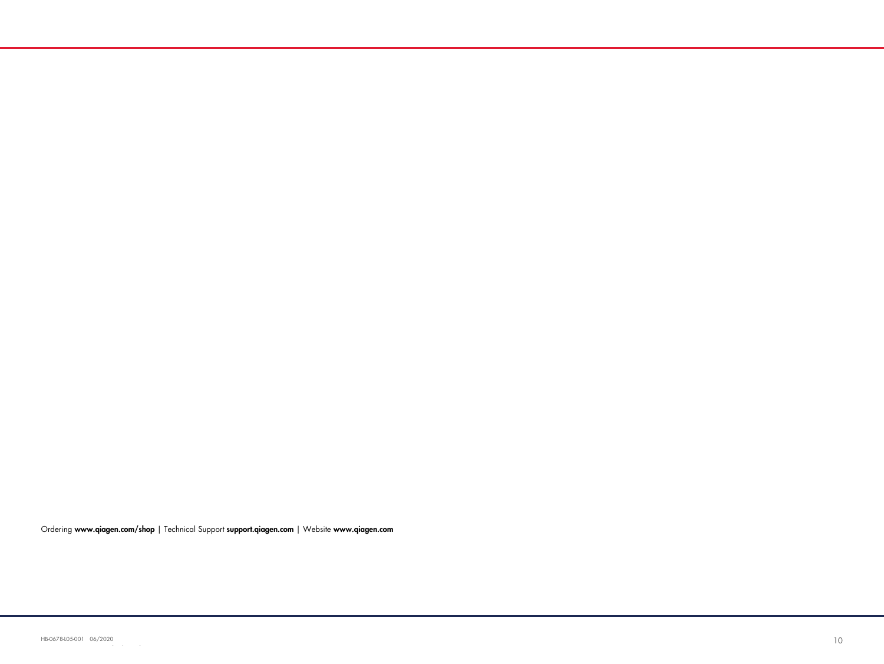Ordering **www.qiagen.com/shop** | Technical Support **support.qiagen.com** | Website **www.qiagen.com**